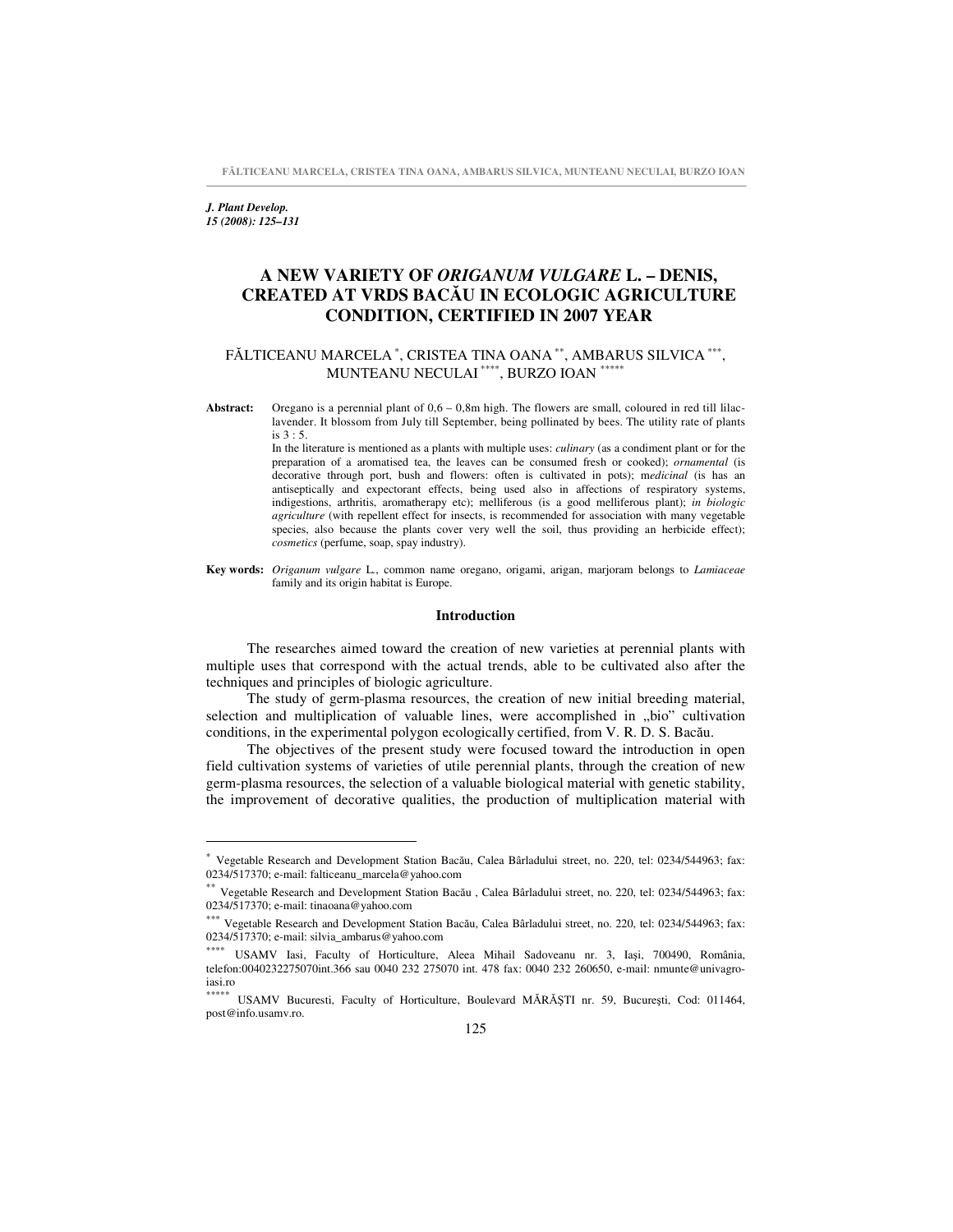*J. Plant Develop.*
*15 (2008): 125–131*

# A NEW VARIETY OF *ORIGANUM VULGARE* L. – DENIS, CREATED AT VRDS BACĂU IN ECOLOGIC AGRICULTURE CONDITION, CERTIFIED IN 2007 YEAR

FĂLTICEANU MARCELA [*], CRISTEA TINA OANA [**], AMBARUS SILVICA [***], MUNTEANU NECULAI [****], BURZO IOAN [*****]

**Abstract:** Oregano is a perennial plant of 0,6 – 0,8m high. The flowers are small, coloured in red till lilac-lavender. It blossom from July till September, being pollinated by bees. The utility rate of plants is 3 : 5.
In the literature is mentioned as a plants with multiple uses: *culinary* (as a condiment plant or for the preparation of a aromatised tea, the leaves can be consumed fresh or cooked); *ornamental* (is decorative through port, bush and flowers: often is cultivated in pots); m*edicinal* (is has an antiseptically and expectorant effects, being used also in affections of respiratory systems, indigestions, arthritis, aromatherapy etc); melliferous (is a good melliferous plant); *in biologic agriculture* (with repellent effect for insects, is recommended for association with many vegetable species, also because the plants cover very well the soil, thus providing an herbicide effect); *cosmetics* (perfume, soap, spay industry).

**Key words:** *Origanum vulgare* L., common name oregano, origami, arigan, marjoram belongs to *Lamiaceae* family and its origin habitat is Europe.

## Introduction

The researches aimed toward the creation of new varieties at perennial plants with multiple uses that correspond with the actual trends, able to be cultivated also after the techniques and principles of biologic agriculture.

The study of germ-plasma resources, the creation of new initial breeding material, selection and multiplication of valuable lines, were accomplished in „bio" cultivation conditions, in the experimental polygon ecologically certified, from V. R. D. S. Bacău.

The objectives of the present study were focused toward the introduction in open field cultivation systems of varieties of utile perennial plants, through the creation of new germ-plasma resources, the selection of a valuable biological material with genetic stability, the improvement of decorative qualities, the production of multiplication material with

---

[*] Vegetable Research and Development Station Bacău, Calea Bârladului street, no. 220, tel: 0234/544963; fax: 0234/517370; e-mail: falticeanu_marcela@yahoo.com

[**] Vegetable Research and Development Station Bacău , Calea Bârladului street, no. 220, tel: 0234/544963; fax: 0234/517370; e-mail: tinaoana@yahoo.com

[***] Vegetable Research and Development Station Bacău, Calea Bârladului street, no. 220, tel: 0234/544963; fax: 0234/517370; e-mail: silvia_ambarus@yahoo.com

[****] USAMV Iasi, Faculty of Horticulture, Aleea Mihail Sadoveanu nr. 3, Iaşi, 700490, România, telefon:0040232275070int.366 sau 0040 232 275070 int. 478 fax: 0040 232 260650, e-mail: nmunte@univagro-iasi.ro

[*****] USAMV Bucuresti, Faculty of Horticulture, Boulevard MĂRĂŞTI nr. 59, Bucureşti, Cod: 011464, post@info.usamv.ro.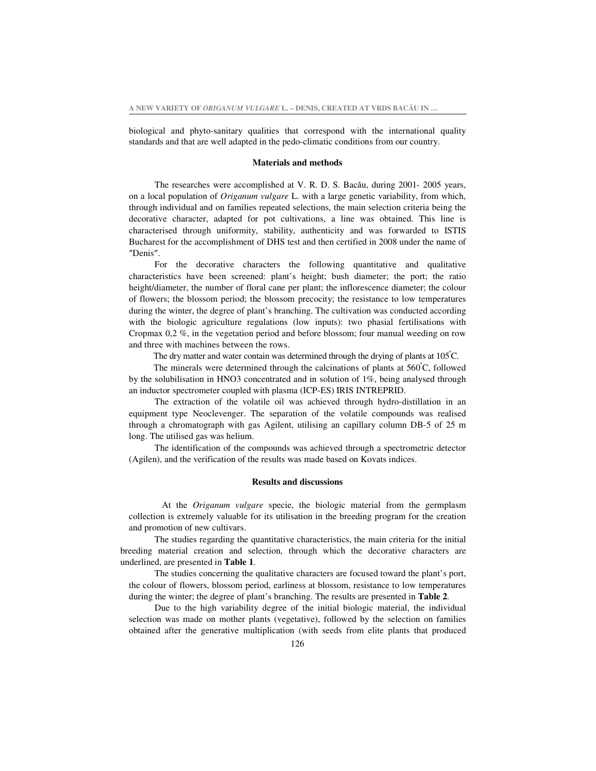biological and phyto-sanitary qualities that correspond with the international quality standards and that are well adapted in the pedo-climatic conditions from our country.

## Materials and methods

The researches were accomplished at V. R. D. S. Bacău, during 2001- 2005 years, on a local population of *Origanum vulgare* L. with a large genetic variability, from which, through individual and on families repeated selections, the main selection criteria being the decorative character, adapted for pot cultivations, a line was obtained. This line is characterised through uniformity, stability, authenticity and was forwarded to ISTIS Bucharest for the accomplishment of DHS test and then certified in 2008 under the name of ″Denis″.

For the decorative characters the following quantitative and qualitative characteristics have been screened: plant's height; bush diameter; the port; the ratio height/diameter, the number of floral cane per plant; the inflorescence diameter; the colour of flowers; the blossom period; the blossom precocity; the resistance to low temperatures during the winter, the degree of plant's branching. The cultivation was conducted according with the biologic agriculture regulations (low inputs): two phasial fertilisations with Cropmax 0,2 %, in the vegetation period and before blossom; four manual weeding on row and three with machines between the rows.

The dry matter and water contain was determined through the drying of plants at 105°C.

The minerals were determined through the calcinations of plants at 560°C, followed by the solubilisation in HNO3 concentrated and in solution of 1%, being analysed through an inductor spectrometer coupled with plasma (ICP-ES) IRIS INTREPRID.

The extraction of the volatile oil was achieved through hydro-distillation in an equipment type Neoclevenger. The separation of the volatile compounds was realised through a chromatograph with gas Agilent, utilising an capillary column DB-5 of 25 m long. The utilised gas was helium.

The identification of the compounds was achieved through a spectrometric detector (Agilen), and the verification of the results was made based on Kovats indices.

## Results and discussions

At the *Origanum vulgare* specie, the biologic material from the germplasm collection is extremely valuable for its utilisation in the breeding program for the creation and promotion of new cultivars.

The studies regarding the quantitative characteristics, the main criteria for the initial breeding material creation and selection, through which the decorative characters are underlined, are presented in **Table 1**.

The studies concerning the qualitative characters are focused toward the plant's port, the colour of flowers, blossom period, earliness at blossom, resistance to low temperatures during the winter; the degree of plant's branching. The results are presented in **Table 2**.

Due to the high variability degree of the initial biologic material, the individual selection was made on mother plants (vegetative), followed by the selection on families obtained after the generative multiplication (with seeds from elite plants that produced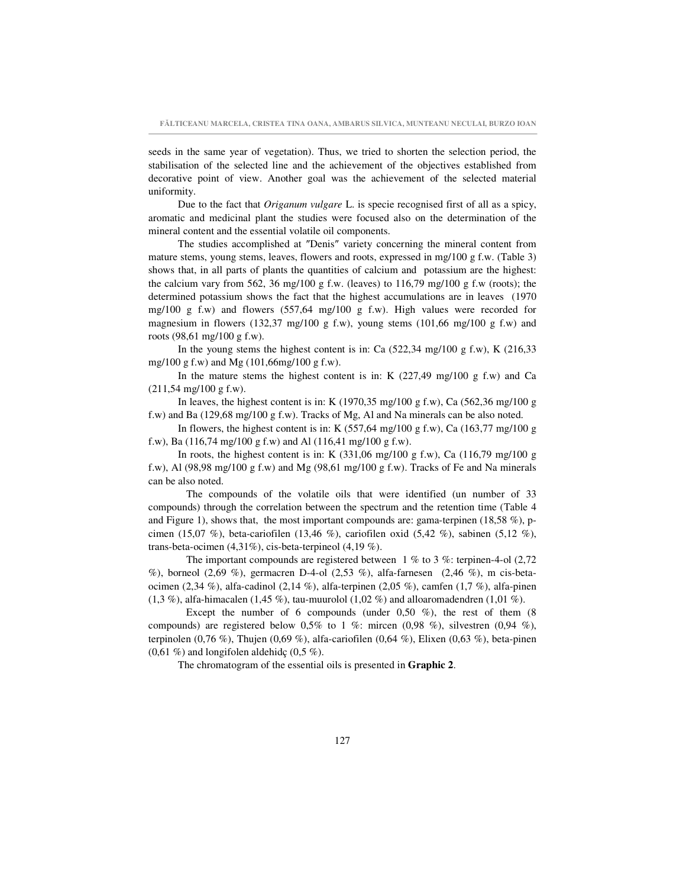seeds in the same year of vegetation). Thus, we tried to shorten the selection period, the stabilisation of the selected line and the achievement of the objectives established from decorative point of view. Another goal was the achievement of the selected material uniformity.

Due to the fact that *Origanum vulgare* L. is specie recognised first of all as a spicy, aromatic and medicinal plant the studies were focused also on the determination of the mineral content and the essential volatile oil components.

The studies accomplished at ″Denis″ variety concerning the mineral content from mature stems, young stems, leaves, flowers and roots, expressed in mg/100 g f.w. (Table 3) shows that, in all parts of plants the quantities of calcium and potassium are the highest: the calcium vary from 562, 36 mg/100 g f.w. (leaves) to 116,79 mg/100 g f.w (roots); the determined potassium shows the fact that the highest accumulations are in leaves (1970 mg/100 g f.w) and flowers (557,64 mg/100 g f.w). High values were recorded for magnesium in flowers (132,37 mg/100 g f.w), young stems (101,66 mg/100 g f.w) and roots (98,61 mg/100 g f.w).

In the young stems the highest content is in: Ca (522,34 mg/100 g f.w), K (216,33 mg/100 g f.w) and Mg (101,66mg/100 g f.w).

In the mature stems the highest content is in: K (227,49 mg/100 g f.w) and Ca (211,54 mg/100 g f.w).

In leaves, the highest content is in: K (1970,35 mg/100 g f.w), Ca (562,36 mg/100 g f.w) and Ba (129,68 mg/100 g f.w). Tracks of Mg, Al and Na minerals can be also noted.

In flowers, the highest content is in: K (557,64 mg/100 g f.w), Ca (163,77 mg/100 g f.w), Ba (116,74 mg/100 g f.w) and Al (116,41 mg/100 g f.w).

In roots, the highest content is in: K (331,06 mg/100 g f.w), Ca (116,79 mg/100 g f.w), Al (98,98 mg/100 g f.w) and Mg (98,61 mg/100 g f.w). Tracks of Fe and Na minerals can be also noted.

The compounds of the volatile oils that were identified (un number of 33 compounds) through the correlation between the spectrum and the retention time (Table 4 and Figure 1), shows that, the most important compounds are: gama-terpinen (18,58 %), p-cimen (15,07 %), beta-cariofilen (13,46 %), cariofilen oxid (5,42 %), sabinen (5,12 %), trans-beta-ocimen (4,31%), cis-beta-terpineol (4,19 %).

The important compounds are registered between 1 % to 3 %: terpinen-4-ol (2,72 %), borneol (2,69 %), germacren D-4-ol (2,53 %), alfa-farnesen (2,46 %), m cis-beta-ocimen (2,34 %), alfa-cadinol (2,14 %), alfa-terpinen (2,05 %), camfen (1,7 %), alfa-pinen (1,3 %), alfa-himacalen (1,45 %), tau-muurolol (1,02 %) and alloaromadendren (1,01 %).

Except the number of 6 compounds (under 0,50 %), the rest of them (8 compounds) are registered below 0,5% to 1 %: mircen (0,98 %), silvestren (0,94 %), terpinolen (0,76 %), Thujen (0,69 %), alfa-cariofilen (0,64 %), Elixen (0,63 %), beta-pinen (0,61 %) and longifolen aldehidç (0,5 %).

The chromatogram of the essential oils is presented in **Graphic 2**.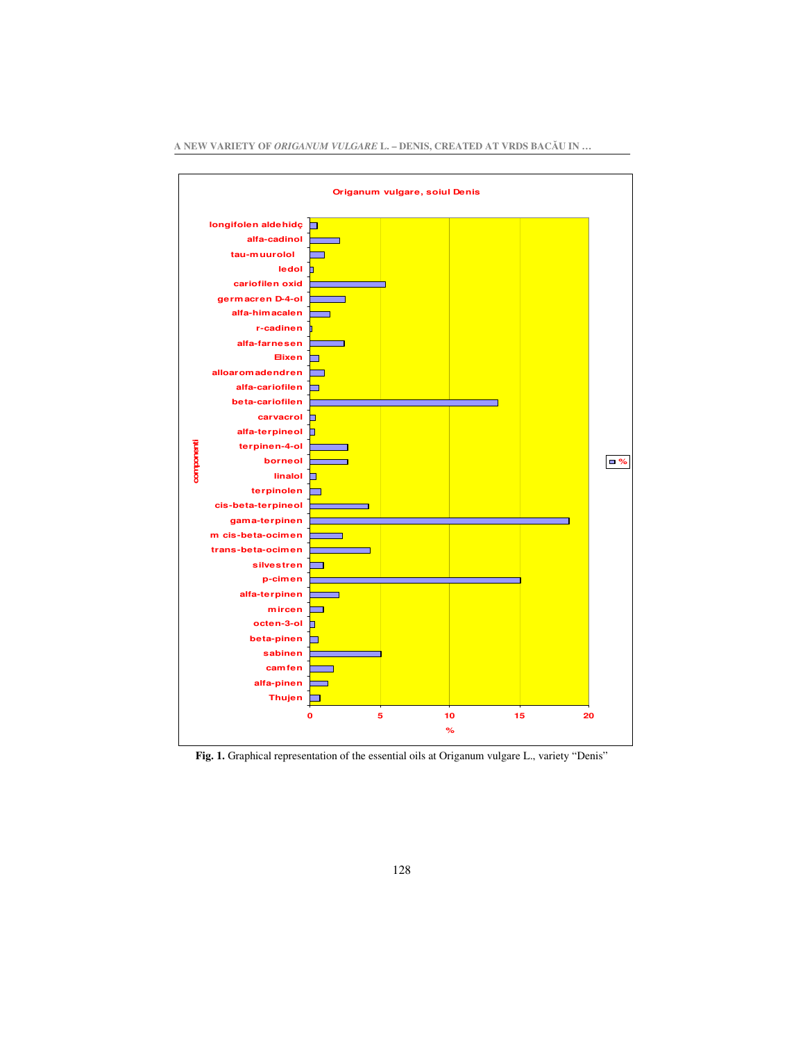Origanum vulgare, soiul Denis

| componenti | % |
|---|---|
| longifolen aldehidç | |
| alfa-cadinol | |
| tau-muurolol | |
| ledol | |
| cariofilen oxid | |
| germacren D-4-ol | |
| alfa-himacalen | |
| r-cadinen | |
| alfa-farnesen | |
| Elixen | |
| alloaromadendren | |
| alfa-cariofilen | |
| beta-cariofilen | |
| carvacrol | |
| alfa-terpineol | |
| terpinen-4-ol | |
| borneol | |
| linalol | |
| terpinolen | |
| cis-beta-terpineol | |
| gama-terpinen | |
| m cis-beta-ocimen | |
| trans-beta-ocimen | |
| silvestren | |
| p-cimen | |
| alfa-terpinen | |
| mircen | |
| octen-3-ol | |
| beta-pinen | |
| sabinen | |
| camfen | |
| alfa-pinen | |
| Thujen | |

**Fig. 1.** Graphical representation of the essential oils at Origanum vulgare L., variety "Denis"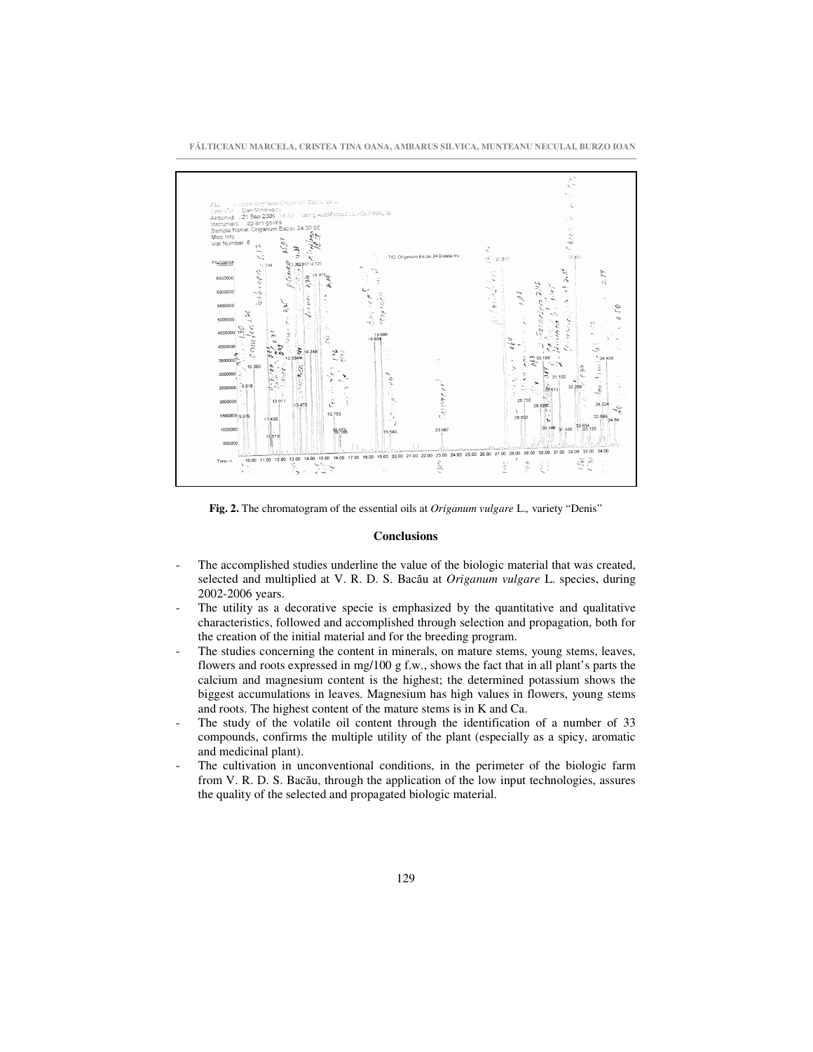**Fig. 2.** The chromatogram of the essential oils at *Origanum vulgare* L.*,* variety "Denis"

## Conclusions

- The accomplished studies underline the value of the biologic material that was created, selected and multiplied at V. R. D. S. Bacău at *Origanum vulgare* L. species, during 2002-2006 years.
- The utility as a decorative specie is emphasized by the quantitative and qualitative characteristics, followed and accomplished through selection and propagation, both for the creation of the initial material and for the breeding program.
- The studies concerning the content in minerals, on mature stems, young stems, leaves, flowers and roots expressed in mg/100 g f.w., shows the fact that in all plant's parts the calcium and magnesium content is the highest; the determined potassium shows the biggest accumulations in leaves. Magnesium has high values in flowers, young stems and roots. The highest content of the mature stems is in K and Ca.
- The study of the volatile oil content through the identification of a number of 33 compounds, confirms the multiple utility of the plant (especially as a spicy, aromatic and medicinal plant).
- The cultivation in unconventional conditions, in the perimeter of the biologic farm from V. R. D. S. Bacău, through the application of the low input technologies, assures the quality of the selected and propagated biologic material.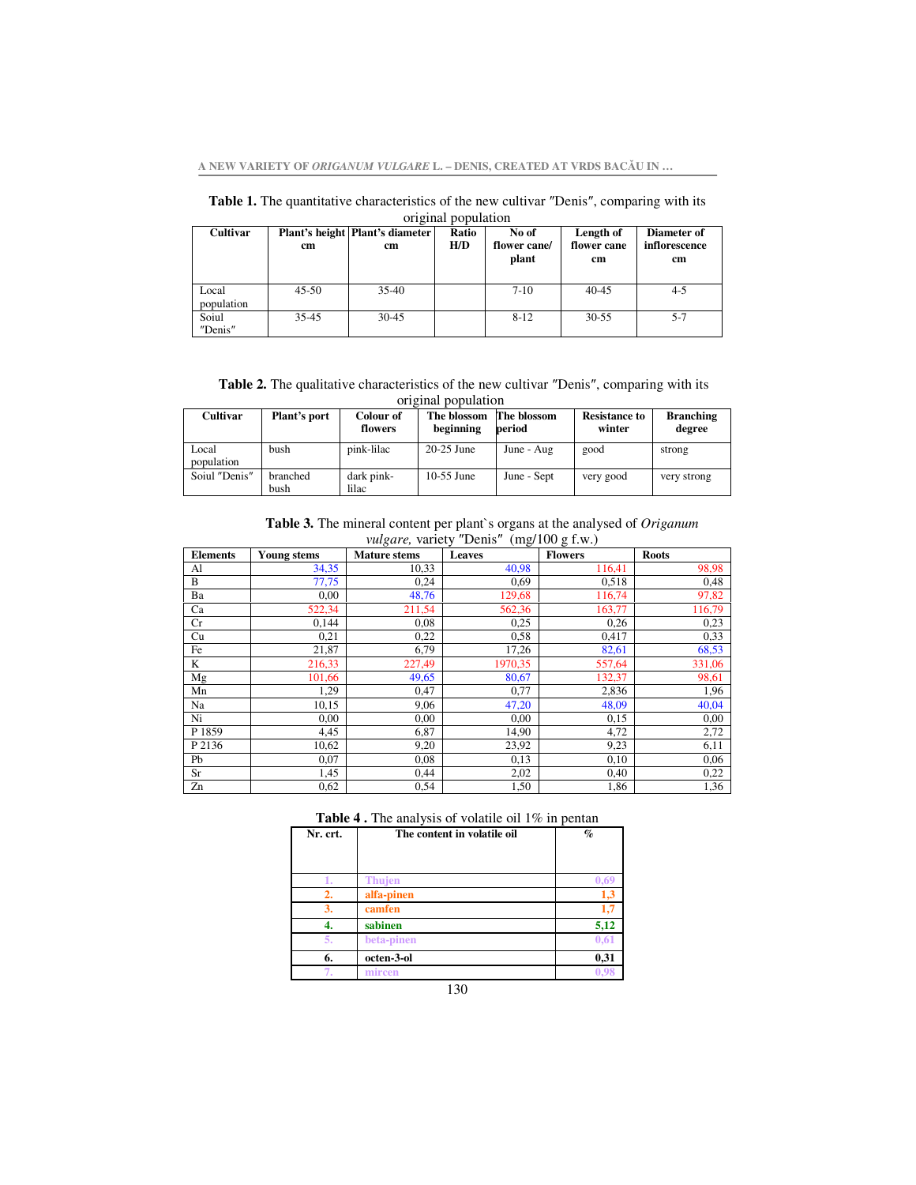**Table 1.** The quantitative characteristics of the new cultivar ″Denis″, comparing with its original population

| Cultivar | Plant's height cm | Plant's diameter cm | Ratio H/D | No of flower cane/ plant | Length of flower cane cm | Diameter of inflorescence cm |
|---|---|---|---|---|---|---|
| Local population | 45-50 | 35-40 | | 7-10 | 40-45 | 4-5 |
| Soiul ″Denis″ | 35-45 | 30-45 | | 8-12 | 30-55 | 5-7 |

**Table 2.** The qualitative characteristics of the new cultivar ″Denis″, comparing with its original population

| Cultivar | Plant's port | Colour of flowers | The blossom beginning | The blossom period | Resistance to winter | Branching degree |
|---|---|---|---|---|---|---|
| Local population | bush | pink-lilac | 20-25 June | June - Aug | good | strong |
| Soiul ″Denis″ | branched bush | dark pink-lilac | 10-55 June | June - Sept | very good | very strong |

**Table 3.** The mineral content per plant`s organs at the analysed of *Origanum vulgare,* variety ″Denis″ (mg/100 g f.w.)

| Elements | Young stems | Mature stems | Leaves | Flowers | Roots |
|---|---|---|---|---|---|
| Al | 34,35 | 10,33 | 40,98 | 116,41 | 98,98 |
| B | 77,75 | 0,24 | 0,69 | 0,518 | 0,48 |
| Ba | 0,00 | 48,76 | 129,68 | 116,74 | 97,82 |
| Ca | 522,34 | 211,54 | 562,36 | 163,77 | 116,79 |
| Cr | 0,144 | 0,08 | 0,25 | 0,26 | 0,23 |
| Cu | 0,21 | 0,22 | 0,58 | 0,417 | 0,33 |
| Fe | 21,87 | 6,79 | 17,26 | 82,61 | 68,53 |
| K | 216,33 | 227,49 | 1970,35 | 557,64 | 331,06 |
| Mg | 101,66 | 49,65 | 80,67 | 132,37 | 98,61 |
| Mn | 1,29 | 0,47 | 0,77 | 2,836 | 1,96 |
| Na | 10,15 | 9,06 | 47,20 | 48,09 | 40,04 |
| Ni | 0,00 | 0,00 | 0,00 | 0,15 | 0,00 |
| P 1859 | 4,45 | 6,87 | 14,90 | 4,72 | 2,72 |
| P 2136 | 10,62 | 9,20 | 23,92 | 9,23 | 6,11 |
| Pb | 0,07 | 0,08 | 0,13 | 0,10 | 0,06 |
| Sr | 1,45 | 0,44 | 2,02 | 0,40 | 0,22 |
| Zn | 0,62 | 0,54 | 1,50 | 1,86 | 1,36 |

**Table 4 .** The analysis of volatile oil 1% in pentan

| Nr. crt. | The content in volatile oil | % |
|---|---|---|
| 1. | Thujen | 0,69 |
| 2. | alfa-pinen | 1,3 |
| 3. | camfen | 1,7 |
| 4. | sabinen | 5,12 |
| 5. | beta-pinen | 0,61 |
| 6. | octen-3-ol | 0,31 |
| 7. | mircen | 0,98 |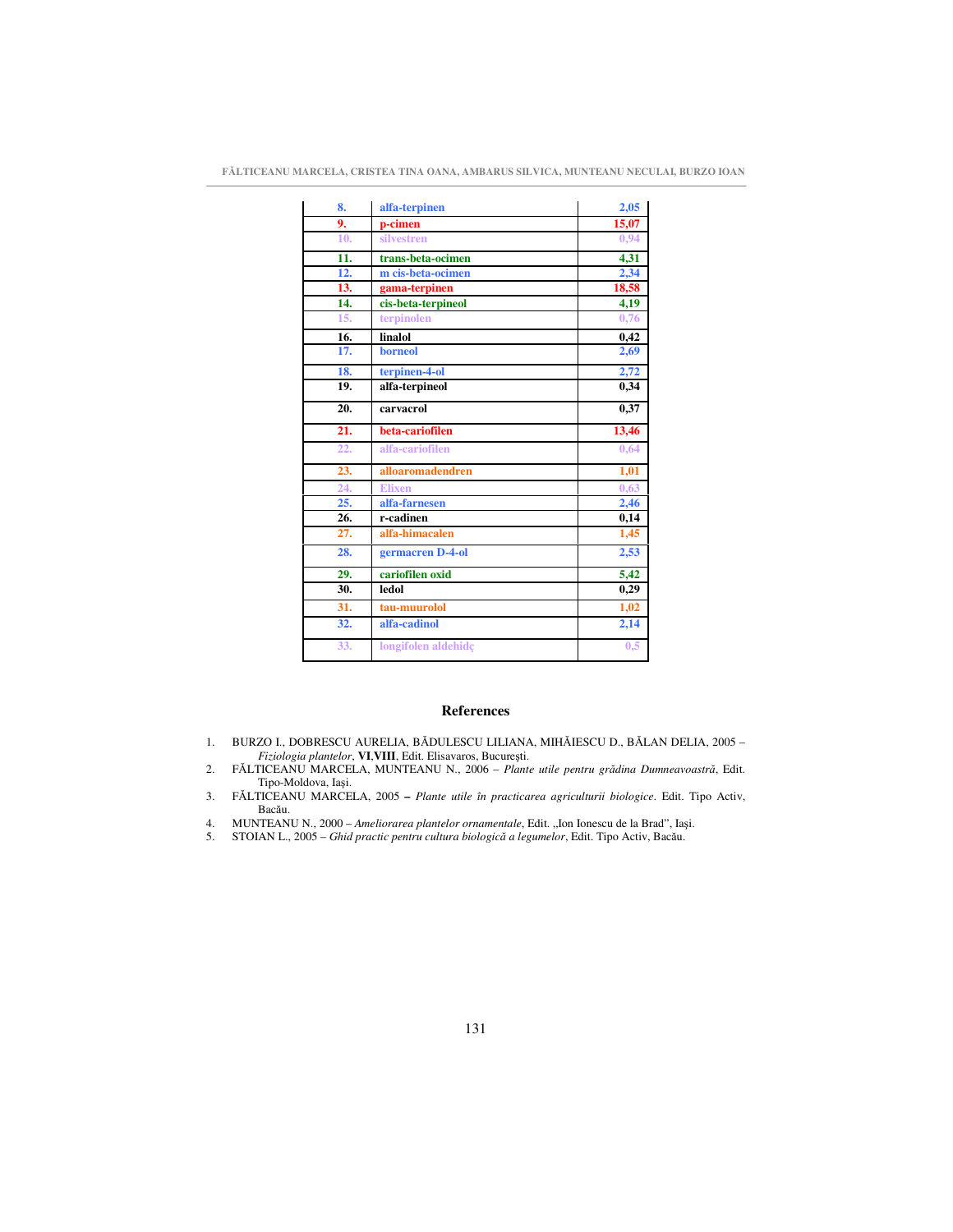| | | |
|---|---|---|
| 8. | alfa-terpinen | 2,05 |
| 9. | p-cimen | 15,07 |
| 10. | silvestren | 0,94 |
| 11. | trans-beta-ocimen | 4,31 |
| 12. | m cis-beta-ocimen | 2,34 |
| 13. | gama-terpinen | 18,58 |
| 14. | cis-beta-terpineol | 4,19 |
| 15. | terpinolen | 0,76 |
| 16. | linalol | 0,42 |
| 17. | borneol | 2,69 |
| 18. | terpinen-4-ol | 2,72 |
| 19. | alfa-terpineol | 0,34 |
| 20. | carvacrol | 0,37 |
| 21. | beta-cariofilen | 13,46 |
| 22. | alfa-cariofilen | 0,64 |
| 23. | alloaromadendren | 1,01 |
| 24. | Elixen | 0,63 |
| 25. | alfa-farnesen | 2,46 |
| 26. | r-cadinen | 0,14 |
| 27. | alfa-himacalen | 1,45 |
| 28. | germacren D-4-ol | 2,53 |
| 29. | cariofilen oxid | 5,42 |
| 30. | ledol | 0,29 |
| 31. | tau-muurolol | 1,02 |
| 32. | alfa-cadinol | 2,14 |
| 33. | longifolen aldehidç | 0,5 |

## References

1. BURZO I., DOBRESCU AURELIA, BĂDULESCU LILIANA, MIHĂIESCU D., BĂLAN DELIA, 2005 – *Fiziologia plantelor*, **VI**,**VIII**, Edit. Elisavaros, Bucureşti.
2. FĂLTICEANU MARCELA, MUNTEANU N., 2006 – *Plante utile pentru grădina Dumneavoastră*, Edit. Tipo-Moldova, Iaşi.
3. FĂLTICEANU MARCELA, 2005 **–** *Plante utile în practicarea agriculturii biologice*. Edit. Tipo Activ, Bacău.
4. MUNTEANU N., 2000 – *Ameliorarea plantelor ornamentale*, Edit. „Ion Ionescu de la Brad", Iaşi.
5. STOIAN L., 2005 – *Ghid practic pentru cultura biologică a legumelor*, Edit. Tipo Activ, Bacău.